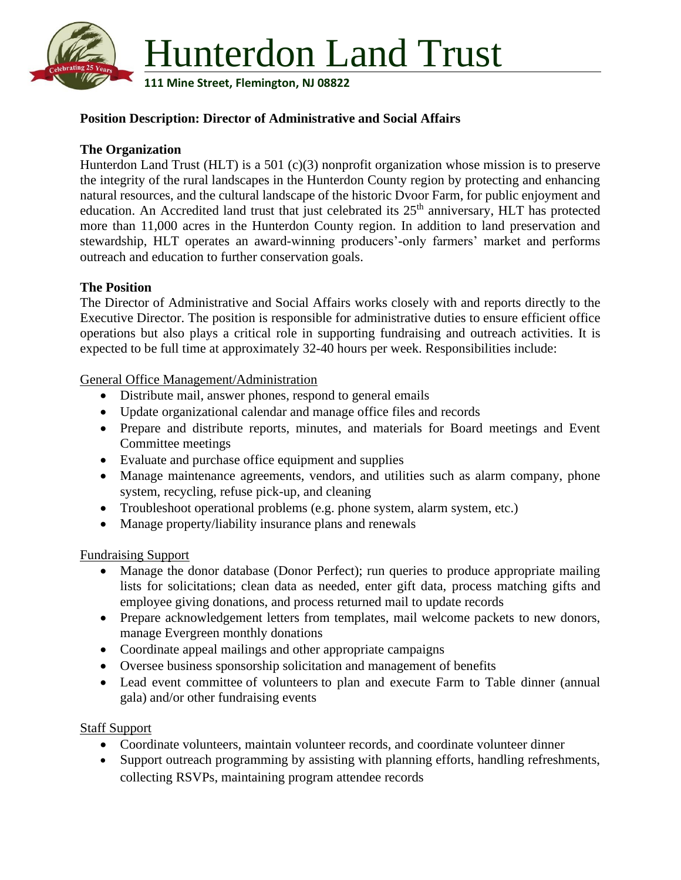# Hunterdon Land Trust

**111 Mine Street, Flemington, NJ 08822**

## Position Description: Director of Administrative and Social Affairs

### The Organization

Hunterdon Land Trust (HLT) is a 501 (c)(3) nonprofit organization whose mission is to preserve the integrity of the rural landscapes in the Hunterdon County region by protecting and enhancing natural resources, and the cultural landscape of the historic Dvoor Farm, for public enjoyment and education. An Accredited land trust that just celebrated its 25th anniversary, HLT has protected more than 11,000 acres in the Hunterdon County region. In addition to land preservation and stewardship, HLT operates an award-winning producers'-only farmers' market and performs outreach and education to further conservation goals.

### The Position

The Director of Administrative and Social Affairs works closely with and reports directly to the Executive Director. The position is responsible for administrative duties to ensure efficient office operations but also plays a critical role in supporting fundraising and outreach activities. It is expected to be full time at approximately 32-40 hours per week. Responsibilities include:

General Office Management/Administration

- Distribute mail, answer phones, respond to general emails
- Update organizational calendar and manage office files and records
- Prepare and distribute reports, minutes, and materials for Board meetings and Event Committee meetings
- Evaluate and purchase office equipment and supplies
- Manage maintenance agreements, vendors, and utilities such as alarm company, phone system, recycling, refuse pick-up, and cleaning
- Troubleshoot operational problems (e.g. phone system, alarm system, etc.)
- Manage property/liability insurance plans and renewals

Fundraising Support

- Manage the donor database (Donor Perfect); run queries to produce appropriate mailing lists for solicitations; clean data as needed, enter gift data, process matching gifts and employee giving donations, and process returned mail to update records
- Prepare acknowledgement letters from templates, mail welcome packets to new donors, manage Evergreen monthly donations
- Coordinate appeal mailings and other appropriate campaigns
- Oversee business sponsorship solicitation and management of benefits
- Lead event committee of volunteers to plan and execute Farm to Table dinner (annual gala) and/or other fundraising events

Staff Support

- Coordinate volunteers, maintain volunteer records, and coordinate volunteer dinner
- Support outreach programming by assisting with planning efforts, handling refreshments, collecting RSVPs, maintaining program attendee records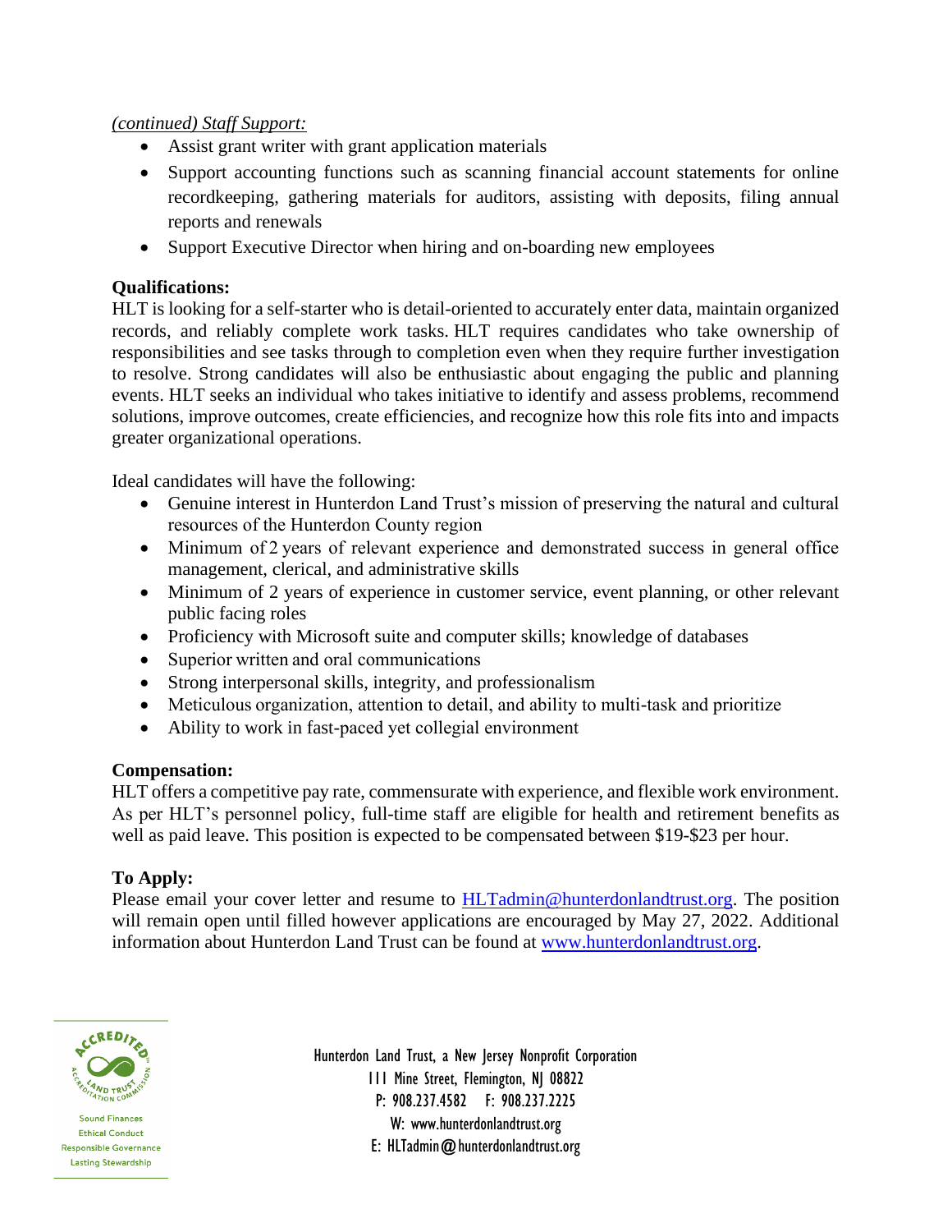*(continued) Staff Support:*

- Assist grant writer with grant application materials
- Support accounting functions such as scanning financial account statements for online recordkeeping, gathering materials for auditors, assisting with deposits, filing annual reports and renewals
- Support Executive Director when hiring and on-boarding new employees

**Qualifications:**

HLT is looking for a self-starter who is detail-oriented to accurately enter data, maintain organized records, and reliably complete work tasks. HLT requires candidates who take ownership of responsibilities and see tasks through to completion even when they require further investigation to resolve. Strong candidates will also be enthusiastic about engaging the public and planning events. HLT seeks an individual who takes initiative to identify and assess problems, recommend solutions, improve outcomes, create efficiencies, and recognize how this role fits into and impacts greater organizational operations.

Ideal candidates will have the following:

- Genuine interest in Hunterdon Land Trust's mission of preserving the natural and cultural resources of the Hunterdon County region
- Minimum of 2 years of relevant experience and demonstrated success in general office management, clerical, and administrative skills
- Minimum of 2 years of experience in customer service, event planning, or other relevant public facing roles
- Proficiency with Microsoft suite and computer skills; knowledge of databases
- Superior written and oral communications
- Strong interpersonal skills, integrity, and professionalism
- Meticulous organization, attention to detail, and ability to multi-task and prioritize
- Ability to work in fast-paced yet collegial environment

**Compensation:**

HLT offers a competitive pay rate, commensurate with experience, and flexible work environment. As per HLT's personnel policy, full-time staff are eligible for health and retirement benefits as well as paid leave. This position is expected to be compensated between $19-$23 per hour.

**To Apply:**

Please email your cover letter and resume to HLTadmin@hunterdonlandtrust.org. The position will remain open until filled however applications are encouraged by May 27, 2022. Additional information about Hunterdon Land Trust can be found at www.hunterdonlandtrust.org.

Accredited Land Trust Accreditation Commission
Sound Finances
Ethical Conduct
Responsible Governance
Lasting Stewardship

Hunterdon Land Trust, a New Jersey Nonprofit Corporation
111 Mine Street, Flemington, NJ 08822
P: 908.237.4582 F: 908.237.2225
W: www.hunterdonlandtrust.org
E: HLTadmin@hunterdonlandtrust.org